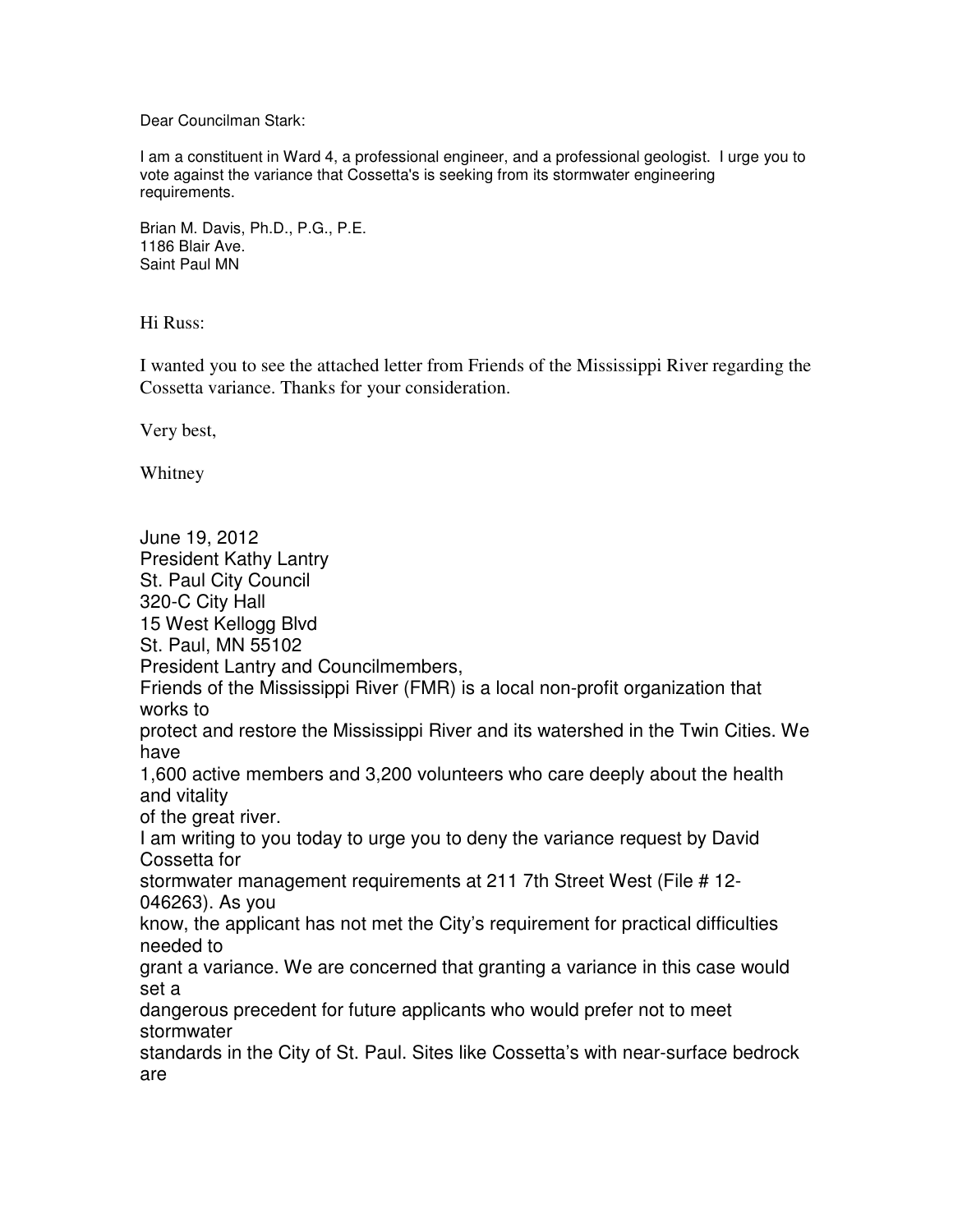Dear Councilman Stark:

I am a constituent in Ward 4, a professional engineer, and a professional geologist. I urge you to vote against the variance that Cossetta's is seeking from its stormwater engineering requirements.

Brian M. Davis, Ph.D., P.G., P.E.
1186 Blair Ave.
Saint Paul MN

Hi Russ:

I wanted you to see the attached letter from Friends of the Mississippi River regarding the Cossetta variance. Thanks for your consideration.

Very best,

Whitney

June 19, 2012
President Kathy Lantry
St. Paul City Council
320-C City Hall
15 West Kellogg Blvd
St. Paul, MN 55102

President Lantry and Councilmembers,

Friends of the Mississippi River (FMR) is a local non-profit organization that works to protect and restore the Mississippi River and its watershed in the Twin Cities. We have 1,600 active members and 3,200 volunteers who care deeply about the health and vitality of the great river.

I am writing to you today to urge you to deny the variance request by David Cossetta for stormwater management requirements at 211 7th Street West (File # 12-046263). As you know, the applicant has not met the City's requirement for practical difficulties needed to grant a variance. We are concerned that granting a variance in this case would set a dangerous precedent for future applicants who would prefer not to meet stormwater standards in the City of St. Paul. Sites like Cossetta's with near-surface bedrock are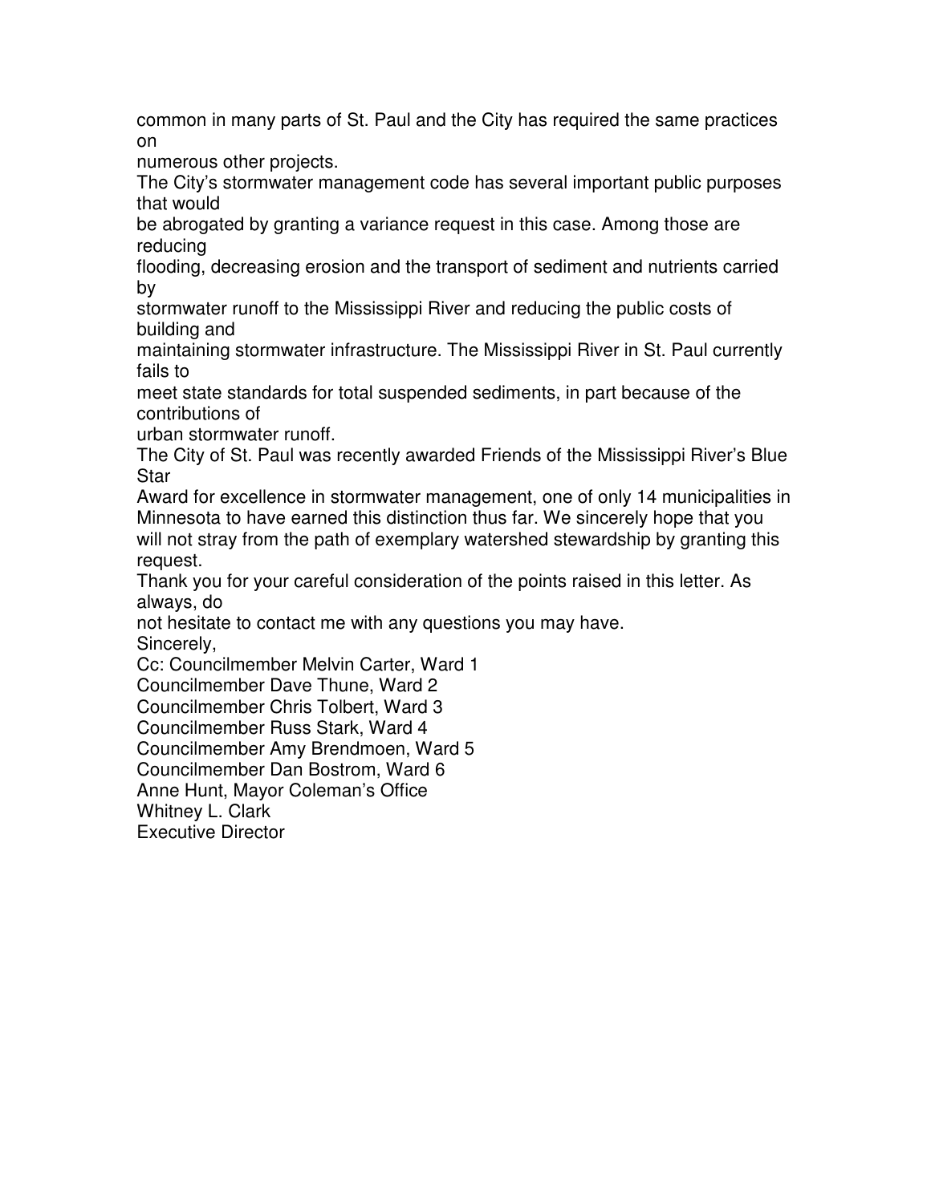common in many parts of St. Paul and the City has required the same practices on numerous other projects.

The City's stormwater management code has several important public purposes that would be abrogated by granting a variance request in this case. Among those are reducing flooding, decreasing erosion and the transport of sediment and nutrients carried by stormwater runoff to the Mississippi River and reducing the public costs of building and maintaining stormwater infrastructure. The Mississippi River in St. Paul currently fails to meet state standards for total suspended sediments, in part because of the contributions of urban stormwater runoff.

The City of St. Paul was recently awarded Friends of the Mississippi River's Blue Star Award for excellence in stormwater management, one of only 14 municipalities in Minnesota to have earned this distinction thus far. We sincerely hope that you will not stray from the path of exemplary watershed stewardship by granting this request.

Thank you for your careful consideration of the points raised in this letter. As always, do not hesitate to contact me with any questions you may have.

Sincerely,

Cc: Councilmember Melvin Carter, Ward 1
Councilmember Dave Thune, Ward 2
Councilmember Chris Tolbert, Ward 3
Councilmember Russ Stark, Ward 4
Councilmember Amy Brendmoen, Ward 5
Councilmember Dan Bostrom, Ward 6
Anne Hunt, Mayor Coleman's Office

Whitney L. Clark
Executive Director